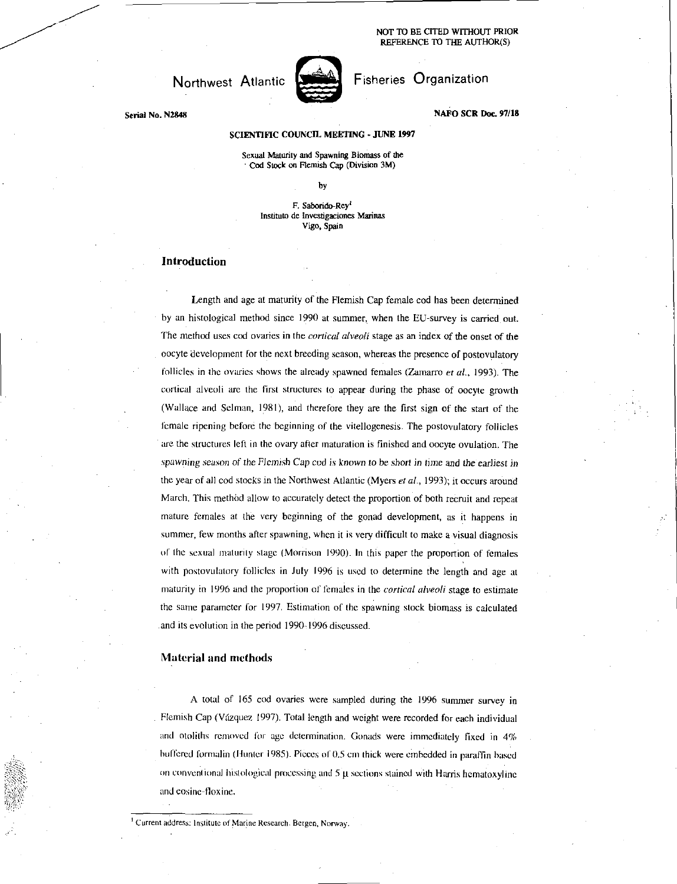NOT TO BE CITED WITHOUT PRIOR REFERENCE TO THE AUTHOR(S)

Northwest Atlantic Fisheries Organization

Serial No. N2848

NAFO SCR Doc. 97/18

SCIENTIFIC COUNCIL MEETING - JUNE 1997

Sexual Maturity and Spawning Biomass of the Cod Stock on Flemish Cap (Division 3M)

by

F. Saborido-Rey[1]
Instituto de Investigaciones Marinas
Vigo, Spain

## Introduction

Length and age at maturity of the Flemish Cap female cod has been determined by an histological method since 1990 at summer, when the EU-survey is carried out. The method uses cod ovaries in the *cortical alveoli* stage as an index of the onset of the oocyte development for the next breeding season, whereas the presence of postovulatory follicles in the ovaries shows the already spawned females (Zamarro *et al.*, 1993). The cortical alveoli are the first structures to appear during the phase of oocyte growth (Wallace and Selman, 1981), and therefore they are the first sign of the start of the female ripening before the beginning of the vitellogenesis. The postovulatory follicles are the structures left in the ovary after maturation is finished and oocyte ovulation. The *spawning season of the Flemish Cap cod is known to be short in time and the earliest in* the year of all cod stocks in the Northwest Atlantic (Myers *et al.*, 1993); it occurs around March. This method allow to accurately detect the proportion of both recruit and repeat mature females at the very beginning of the gonad development, as it happens in summer, few months after spawning, when it is very difficult to make a visual diagnosis of the sexual maturity stage (Morrison 1990). In this paper the proportion of females with postovulatory follicles in July 1996 is used to determine the length and age at maturity in 1996 and the proportion of females in the *cortical alveoli* stage to estimate the same parameter for 1997. Estimation of the spawning stock biomass is calculated and its evolution in the period 1990-1996 discussed.

## Material and methods

A total of 165 cod ovaries were sampled during the 1996 summer survey in Flemish Cap (Vázquez 1997). Total length and weight were recorded for each individual and otoliths removed for age determination. Gonads were immediately fixed in 4% buffered formalin (Hunter 1985). Pieces of 0.5 cm thick were embedded in paraffin based on conventional histological processing and 5 μ sections stained with Harris hematoxyline and eosine-floxine.

[1] Current address: Institute of Marine Research. Bergen, Norway.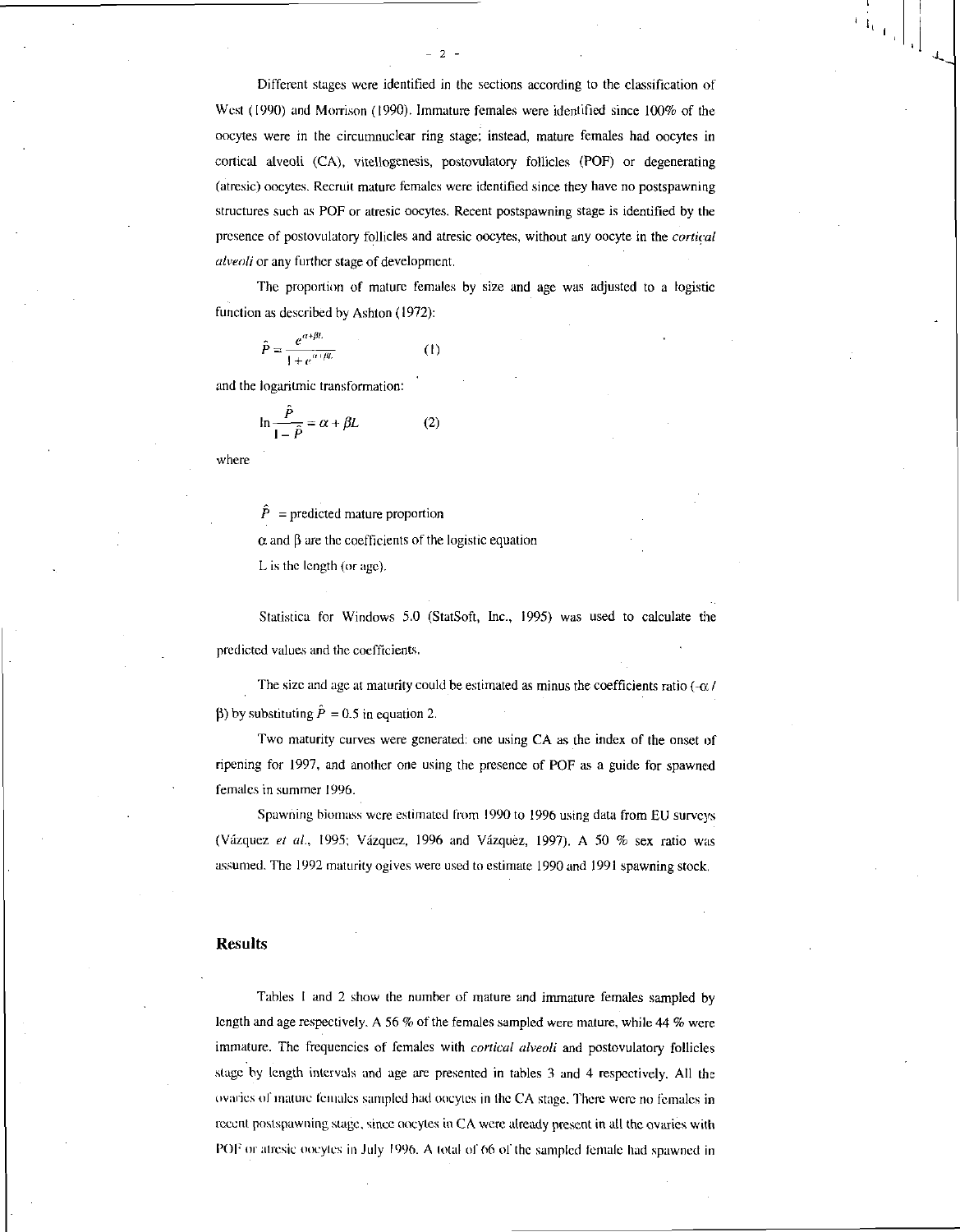Different stages were identified in the sections according to the classification of West (1990) and Morrison (1990). Immature females were identified since 100% of the oocytes were in the circumnuclear ring stage; instead, mature females had oocytes in cortical alveoli (CA), vitellogenesis, postovulatory follicles (POF) or degenerating (atresic) oocytes. Recruit mature females were identified since they have no postspawning structures such as POF or atresic oocytes. Recent postspawning stage is identified by the presence of postovulatory follicles and atresic oocytes, without any oocyte in the *cortical alveoli* or any further stage of development.

The proportion of mature females by size and age was adjusted to a logistic function as described by Ashton (1972):

$$\hat{P} = \frac{e^{\alpha+\beta L}}{1+e^{\alpha+\beta L}} \qquad (1)$$

and the logaritmic transformation:

$$\ln\frac{\hat{P}}{1-\hat{P}} = \alpha + \beta L \qquad (2)$$

where

$\hat{P}$ = predicted mature proportion

$\alpha$ and $\beta$ are the coefficients of the logistic equation

L is the length (or age).

Statistica for Windows 5.0 (StatSoft, Inc., 1995) was used to calculate the predicted values and the coefficients.

The size and age at maturity could be estimated as minus the coefficients ratio ($-\alpha$ / $\beta$) by substituting $\hat{P} = 0.5$ in equation 2.

Two maturity curves were generated: one using CA as the index of the onset of ripening for 1997, and another one using the presence of POF as a guide for spawned females in summer 1996.

Spawning biomass were estimated from 1990 to 1996 using data from EU surveys (Vázquez *et al.*, 1995; Vázquez, 1996 and Vázquez, 1997). A 50 % sex ratio was assumed. The 1992 maturity ogives were used to estimate 1990 and 1991 spawning stock.

## Results

Tables 1 and 2 show the number of mature and immature females sampled by length and age respectively. A 56 % of the females sampled were mature, while 44 % were immature. The frequencies of females with *cortical alveoli* and postovulatory follicles stage by length intervals and age are presented in tables 3 and 4 respectively. All the ovaries of mature females sampled had oocytes in the CA stage. There were no females in recent postspawning stage, since oocytes in CA were already present in all the ovaries with POF or atresic oocytes in July 1996. A total of 66 of the sampled female had spawned in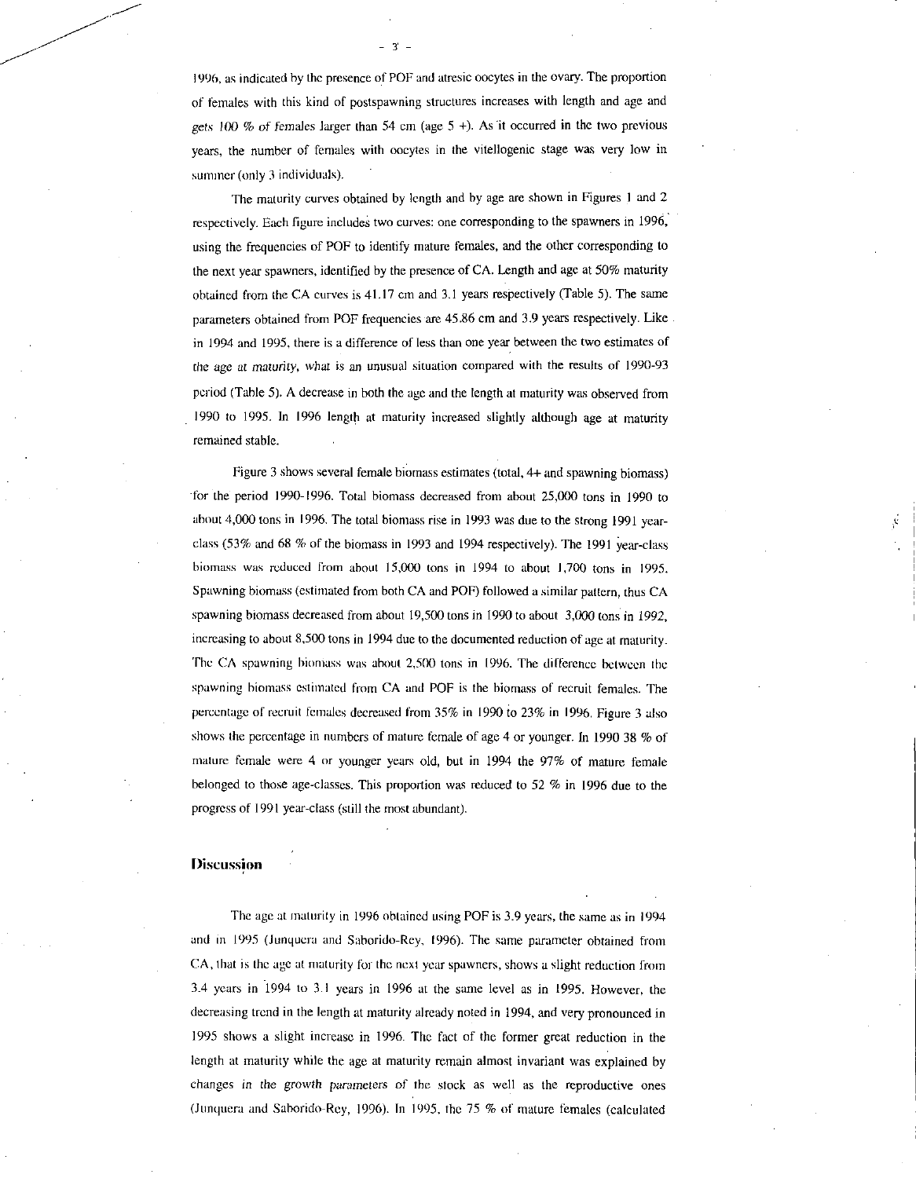1996, as indicated by the presence of POF and atresic oocytes in the ovary. The proportion of females with this kind of postspawning structures increases with length and age and gets 100 % of females larger than 54 cm (age 5 +). As it occurred in the two previous years, the number of females with oocytes in the vitellogenic stage was very low in summer (only 3 individuals).

The maturity curves obtained by length and by age are shown in Figures 1 and 2 respectively. Each figure includes two curves: one corresponding to the spawners in 1996, using the frequencies of POF to identify mature females, and the other corresponding to the next year spawners, identified by the presence of CA. Length and age at 50% maturity obtained from the CA curves is 41.17 cm and 3.1 years respectively (Table 5). The same parameters obtained from POF frequencies are 45.86 cm and 3.9 years respectively. Like in 1994 and 1995, there is a difference of less than one year between the two estimates of the age at maturity, what is an unusual situation compared with the results of 1990-93 period (Table 5). A decrease in both the age and the length at maturity was observed from 1990 to 1995. In 1996 length at maturity increased slightly although age at maturity remained stable.

Figure 3 shows several female biomass estimates (total, 4+ and spawning biomass) for the period 1990-1996. Total biomass decreased from about 25,000 tons in 1990 to about 4,000 tons in 1996. The total biomass rise in 1993 was due to the strong 1991 year-class (53% and 68 % of the biomass in 1993 and 1994 respectively). The 1991 year-class biomass was reduced from about 15,000 tons in 1994 to about 1,700 tons in 1995. Spawning biomass (estimated from both CA and POF) followed a similar pattern, thus CA spawning biomass decreased from about 19,500 tons in 1990 to about 3,000 tons in 1992, increasing to about 8,500 tons in 1994 due to the documented reduction of age at maturity. The CA spawning biomass was about 2,500 tons in 1996. The difference between the spawning biomass estimated from CA and POF is the biomass of recruit females. The percentage of recruit females decreased from 35% in 1990 to 23% in 1996. Figure 3 also shows the percentage in numbers of mature female of age 4 or younger. In 1990 38 % of mature female were 4 or younger years old, but in 1994 the 97% of mature female belonged to those age-classes. This proportion was reduced to 52 % in 1996 due to the progress of 1991 year-class (still the most abundant).

## Discussion

The age at maturity in 1996 obtained using POF is 3.9 years, the same as in 1994 and in 1995 (Junquera and Saborido-Rey, 1996). The same parameter obtained from CA, that is the age at maturity for the next year spawners, shows a slight reduction from 3.4 years in 1994 to 3.1 years in 1996 at the same level as in 1995. However, the decreasing trend in the length at maturity already noted in 1994, and very pronounced in 1995 shows a slight increase in 1996. The fact of the former great reduction in the length at maturity while the age at maturity remain almost invariant was explained by changes in the growth parameters of the stock as well as the reproductive ones (Junquera and Saborido-Rey, 1996). In 1995, the 75 % of mature females (calculated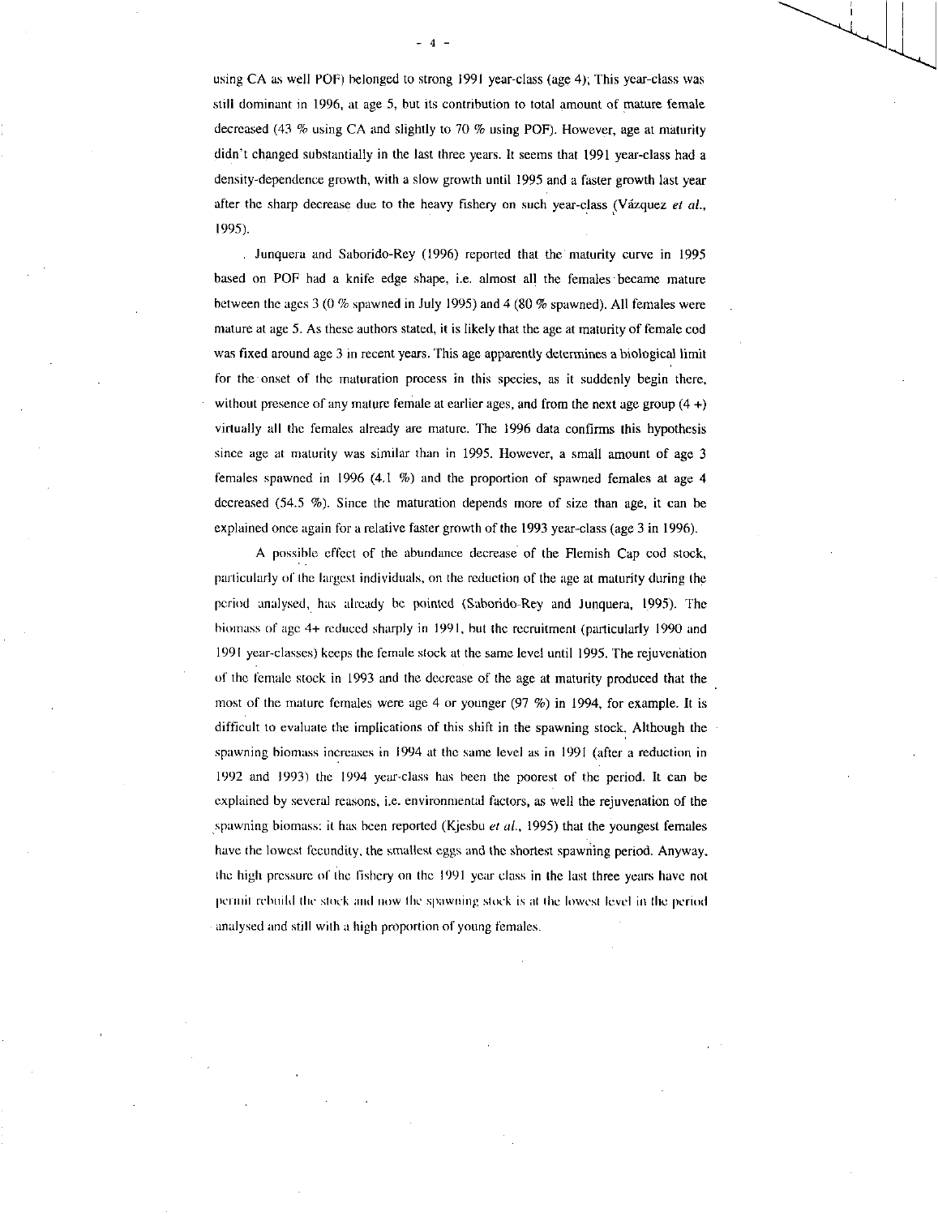using CA as well POF) belonged to strong 1991 year-class (age 4); This year-class was still dominant in 1996, at age 5, but its contribution to total amount of mature female decreased (43 % using CA and slightly to 70 % using POF). However, age at maturity didn't changed substantially in the last three years. It seems that 1991 year-class had a density-dependence growth, with a slow growth until 1995 and a faster growth last year after the sharp decrease due to the heavy fishery on such year-class (Vázquez *et al.*, 1995).

Junquera and Saborido-Rey (1996) reported that the maturity curve in 1995 based on POF had a knife edge shape, i.e. almost all the females became mature between the ages 3 (0 % spawned in July 1995) and 4 (80 % spawned). All females were mature at age 5. As these authors stated, it is likely that the age at maturity of female cod was fixed around age 3 in recent years. This age apparently determines a biological limit for the onset of the maturation process in this species, as it suddenly begin there, without presence of any mature female at earlier ages, and from the next age group (4 +) virtually all the females already are mature. The 1996 data confirms this hypothesis since age at maturity was similar than in 1995. However, a small amount of age 3 females spawned in 1996 (4.1 %) and the proportion of spawned females at age 4 decreased (54.5 %). Since the maturation depends more of size than age, it can be explained once again for a relative faster growth of the 1993 year-class (age 3 in 1996).

A possible effect of the abundance decrease of the Flemish Cap cod stock, particularly of the largest individuals, on the reduction of the age at maturity during the period analysed, has already be pointed (Saborido-Rey and Junquera, 1995). The biomass of age 4+ reduced sharply in 1991, but the recruitment (particularly 1990 and 1991 year-classes) keeps the female stock at the same level until 1995. The rejuvenation of the female stock in 1993 and the decrease of the age at maturity produced that the most of the mature females were age 4 or younger (97 %) in 1994, for example. It is difficult to evaluate the implications of this shift in the spawning stock. Although the spawning biomass increases in 1994 at the same level as in 1991 (after a reduction in 1992 and 1993) the 1994 year-class has been the poorest of the period. It can be explained by several reasons, i.e. environmental factors, as well the rejuvenation of the spawning biomass: it has been reported (Kjesbu *et al.*, 1995) that the youngest females have the lowest fecundity, the smallest eggs and the shortest spawning period. Anyway, the high pressure of the fishery on the 1991 year class in the last three years have not permit rebuild the stock and now the spawning stock is at the lowest level in the period analysed and still with a high proportion of young females.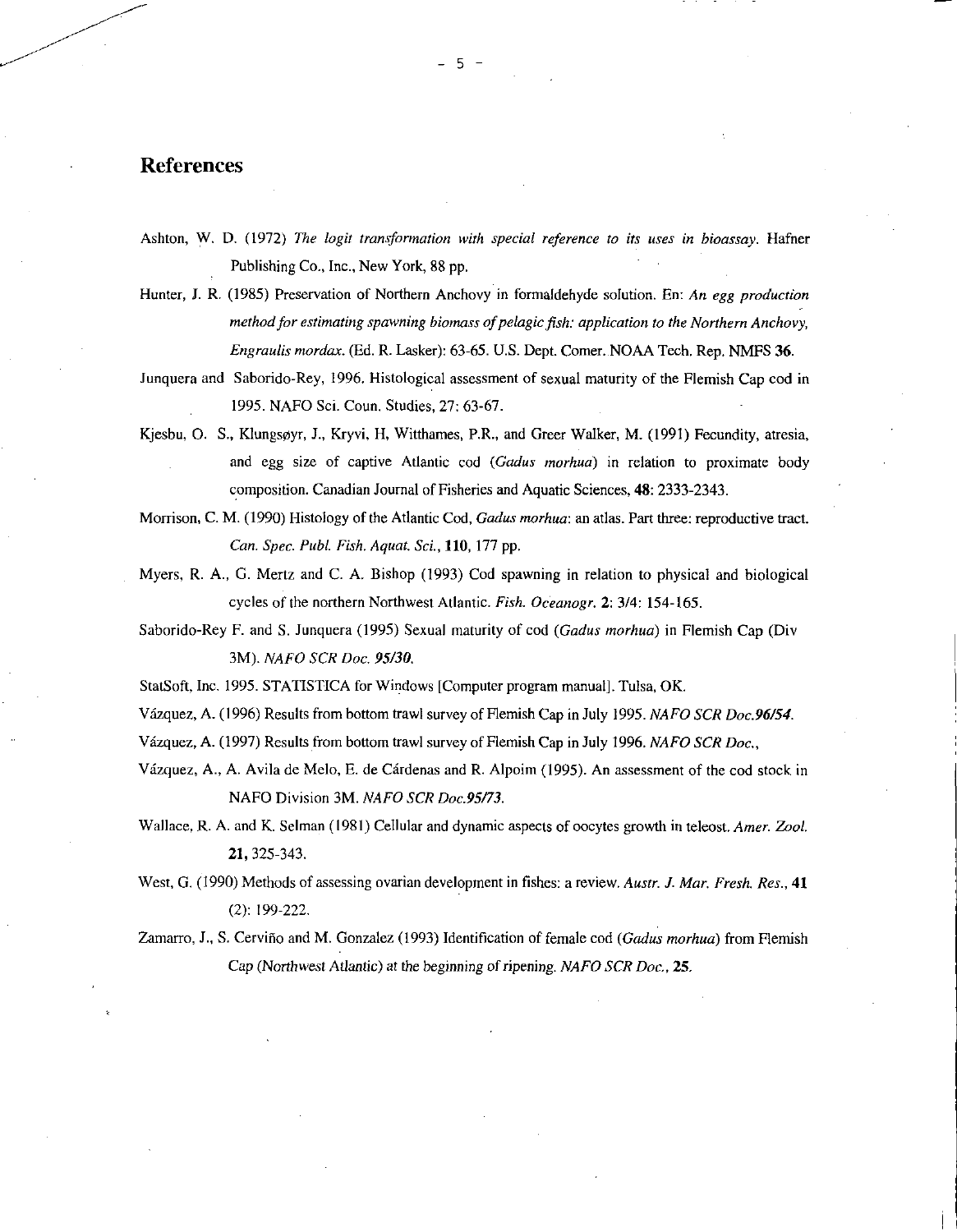## References

Ashton, W. D. (1972) *The logit transformation with special reference to its uses in bioassay.* Hafner Publishing Co., Inc., New York, 88 pp.

Hunter, J. R. (1985) Preservation of Northern Anchovy in formaldehyde solution. En: *An egg production method for estimating spawning biomass of pelagic fish: application to the Northern Anchovy, Engraulis mordax.* (Ed. R. Lasker): 63-65. U.S. Dept. Comer. NOAA Tech. Rep. NMFS **36**.

Junquera and Saborido-Rey, 1996. Histological assessment of sexual maturity of the Flemish Cap cod in 1995. NAFO Sci. Coun. Studies, 27: 63-67.

Kjesbu, O. S., Klungsøyr, J., Kryvi, H, Witthames, P.R., and Greer Walker, M. (1991) Fecundity, atresia, and egg size of captive Atlantic cod (*Gadus morhua*) in relation to proximate body composition. Canadian Journal of Fisheries and Aquatic Sciences, **48**: 2333-2343.

Morrison, C. M. (1990) Histology of the Atlantic Cod, *Gadus morhua*: an atlas. Part three: reproductive tract. *Can. Spec. Publ. Fish. Aquat. Sci.*, **110**, 177 pp.

Myers, R. A., G. Mertz and C. A. Bishop (1993) Cod spawning in relation to physical and biological cycles of the northern Northwest Atlantic. *Fish. Oceanogr.* **2**: 3/4: 154-165.

Saborido-Rey F. and S. Junquera (1995) Sexual maturity of cod (*Gadus morhua*) in Flemish Cap (Div 3M). *NAFO SCR Doc. 95/30.*

StatSoft, Inc. 1995. STATISTICA for Windows [Computer program manual]. Tulsa, OK.

Vázquez, A. (1996) Results from bottom trawl survey of Flemish Cap in July 1995. *NAFO SCR Doc.96/54.*

Vázquez, A. (1997) Results from bottom trawl survey of Flemish Cap in July 1996. *NAFO SCR Doc.*,

Vázquez, A., A. Avila de Melo, E. de Cárdenas and R. Alpoim (1995). An assessment of the cod stock in NAFO Division 3M. *NAFO SCR Doc.95/73.*

Wallace, R. A. and K. Selman (1981) Cellular and dynamic aspects of oocytes growth in teleost. *Amer. Zool.* **21**, 325-343.

West, G. (1990) Methods of assessing ovarian development in fishes: a review. *Austr. J. Mar. Fresh. Res.*, **41** (2): 199-222.

Zamarro, J., S. Cerviño and M. Gonzalez (1993) Identification of female cod (*Gadus morhua*) from Flemish Cap (Northwest Atlantic) at the beginning of ripening. *NAFO SCR Doc.*, **25.**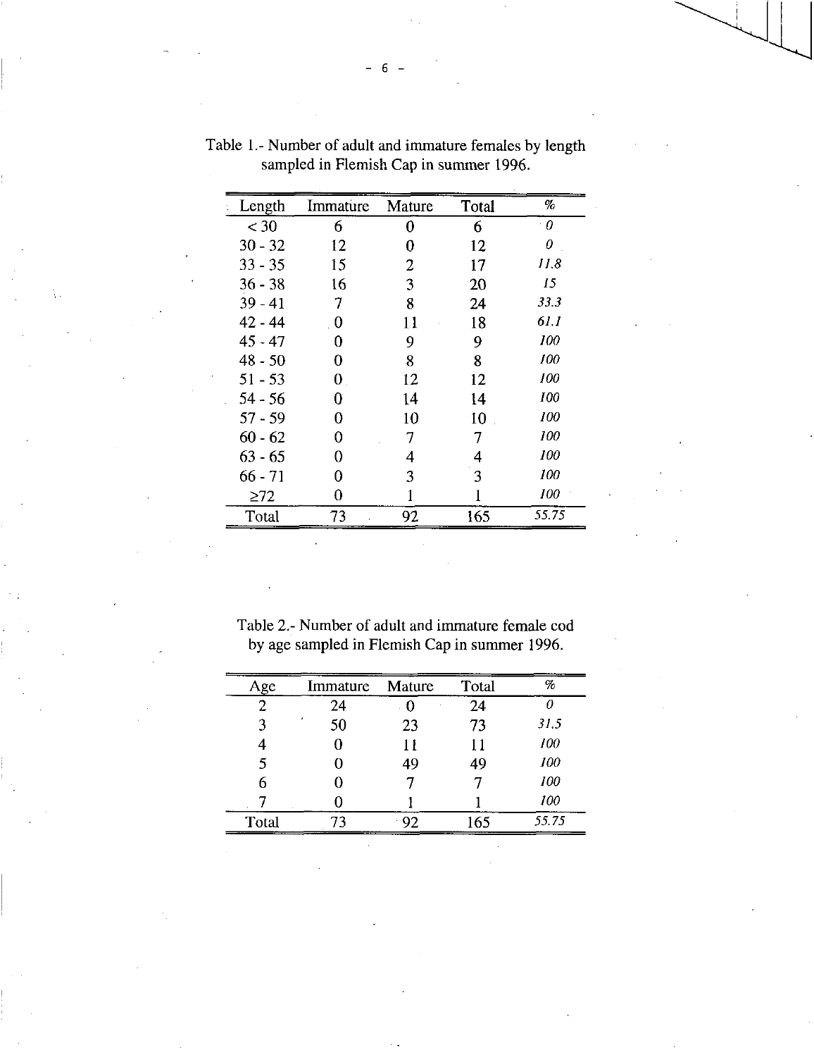Table 1.- Number of adult and immature females by length sampled in Flemish Cap in summer 1996.

| Length | Immature | Mature | Total | % |
|---|---|---|---|---|
| < 30 | 6 | 0 | 6 | *0* |
| 30 - 32 | 12 | 0 | 12 | *0* |
| 33 - 35 | 15 | 2 | 17 | *11.8* |
| 36 - 38 | 16 | 3 | 20 | *15* |
| 39 - 41 | 7 | 8 | 24 | *33.3* |
| 42 - 44 | 0 | 11 | 18 | *61.1* |
| 45 - 47 | 0 | 9 | 9 | *100* |
| 48 - 50 | 0 | 8 | 8 | *100* |
| 51 - 53 | 0 | 12 | 12 | *100* |
| 54 - 56 | 0 | 14 | 14 | *100* |
| 57 - 59 | 0 | 10 | 10 | *100* |
| 60 - 62 | 0 | 7 | 7 | *100* |
| 63 - 65 | 0 | 4 | 4 | *100* |
| 66 - 71 | 0 | 3 | 3 | *100* |
| ≥72 | 0 | 1 | 1 | *100* |
| Total | 73 | 92 | 165 | *55.75* |

Table 2.- Number of adult and immature female cod by age sampled in Flemish Cap in summer 1996.

| Age | Immature | Mature | Total | % |
|---|---|---|---|---|
| 2 | 24 | 0 | 24 | *0* |
| 3 | 50 | 23 | 73 | *31.5* |
| 4 | 0 | 11 | 11 | *100* |
| 5 | 0 | 49 | 49 | *100* |
| 6 | 0 | 7 | 7 | *100* |
| 7 | 0 | 1 | 1 | *100* |
| Total | 73 | 92 | 165 | *55.75* |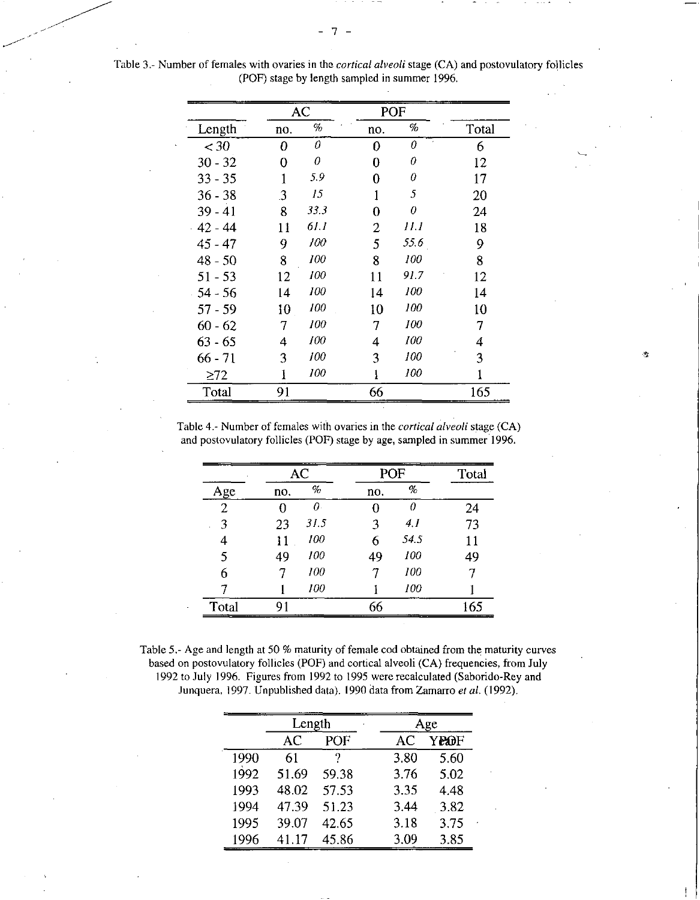Table 3.- Number of females with ovaries in the *cortical alveoli* stage (CA) and postovulatory follicles (POF) stage by length sampled in summer 1996.

| | AC | | POF | | |
|---|---|---|---|---|---|
| Length | no. | % | no. | % | Total |
| < 30 | 0 | *0* | 0 | *0* | 6 |
| 30 - 32 | 0 | *0* | 0 | *0* | 12 |
| 33 - 35 | 1 | *5.9* | 0 | *0* | 17 |
| 36 - 38 | 3 | *15* | 1 | *5* | 20 |
| 39 - 41 | 8 | *33.3* | 0 | *0* | 24 |
| 42 - 44 | 11 | *61.1* | 2 | *11.1* | 18 |
| 45 - 47 | 9 | *100* | 5 | *55.6* | 9 |
| 48 - 50 | 8 | *100* | 8 | *100* | 8 |
| 51 - 53 | 12 | *100* | 11 | *91.7* | 12 |
| 54 - 56 | 14 | *100* | 14 | *100* | 14 |
| 57 - 59 | 10 | *100* | 10 | *100* | 10 |
| 60 - 62 | 7 | *100* | 7 | *100* | 7 |
| 63 - 65 | 4 | *100* | 4 | *100* | 4 |
| 66 - 71 | 3 | *100* | 3 | *100* | 3 |
| ≥72 | 1 | *100* | 1 | *100* | 1 |
| Total | 91 | | 66 | | 165 |

Table 4.- Number of females with ovaries in the *cortical alveoli* stage (CA) and postovulatory follicles (POF) stage by age, sampled in summer 1996.

| | AC | | POF | | Total |
|---|---|---|---|---|---|
| Age | no. | % | no. | % | |
| 2 | 0 | *0* | 0 | *0* | 24 |
| 3 | 23 | *31.5* | 3 | *4.1* | 73 |
| 4 | 11 | *100* | 6 | *54.5* | 11 |
| 5 | 49 | *100* | 49 | *100* | 49 |
| 6 | 7 | *100* | 7 | *100* | 7 |
| 7 | 1 | *100* | 1 | *100* | 1 |
| Total | 91 | | 66 | | 165 |

Table 5.- Age and length at 50 % maturity of female cod obtained from the maturity curves based on postovulatory follicles (POF) and cortical alveoli (CA) frequencies, from July 1992 to July 1996. Figures from 1992 to 1995 were recalculated (Saborido-Rey and Junquera, 1997. Unpublished data). 1990 data from Zamarro *et al.* (1992).

| | Length | | Age | |
|---|---|---|---|---|
| | AC | POF | AC | POF |
| 1990 | 61 | ? | 3.80 | 5.60 |
| 1992 | 51.69 | 59.38 | 3.76 | 5.02 |
| 1993 | 48.02 | 57.53 | 3.35 | 4.48 |
| 1994 | 47.39 | 51.23 | 3.44 | 3.82 |
| 1995 | 39.07 | 42.65 | 3.18 | 3.75 |
| 1996 | 41.17 | 45.86 | 3.09 | 3.85 |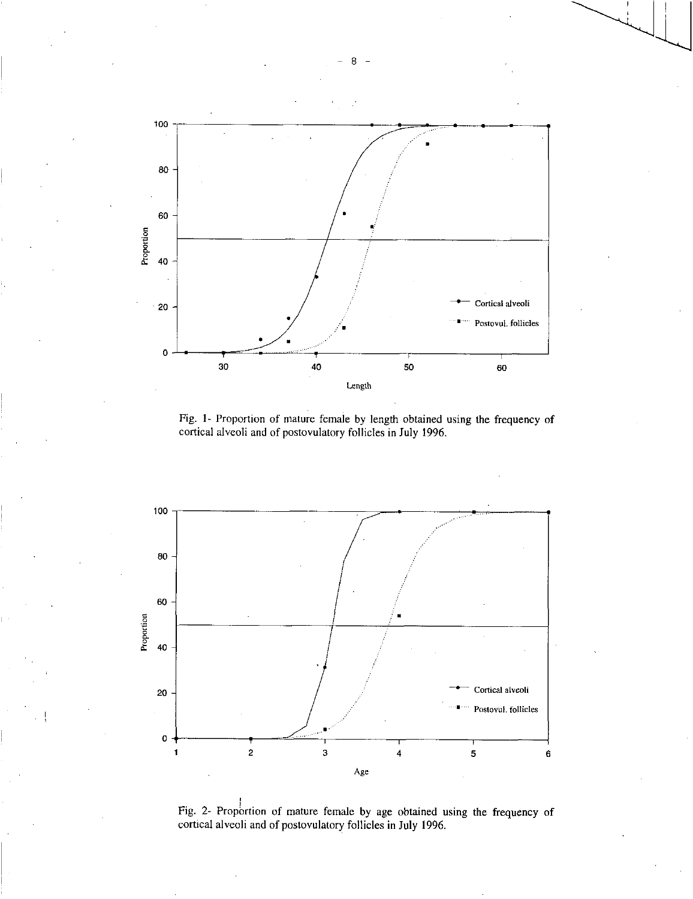Fig. 1- Proportion of mature female by length obtained using the frequency of cortical alveoli and of postovulatory follicles in July 1996.

Fig. 2- Proportion of mature female by age obtained using the frequency of cortical alveoli and of postovulatory follicles in July 1996.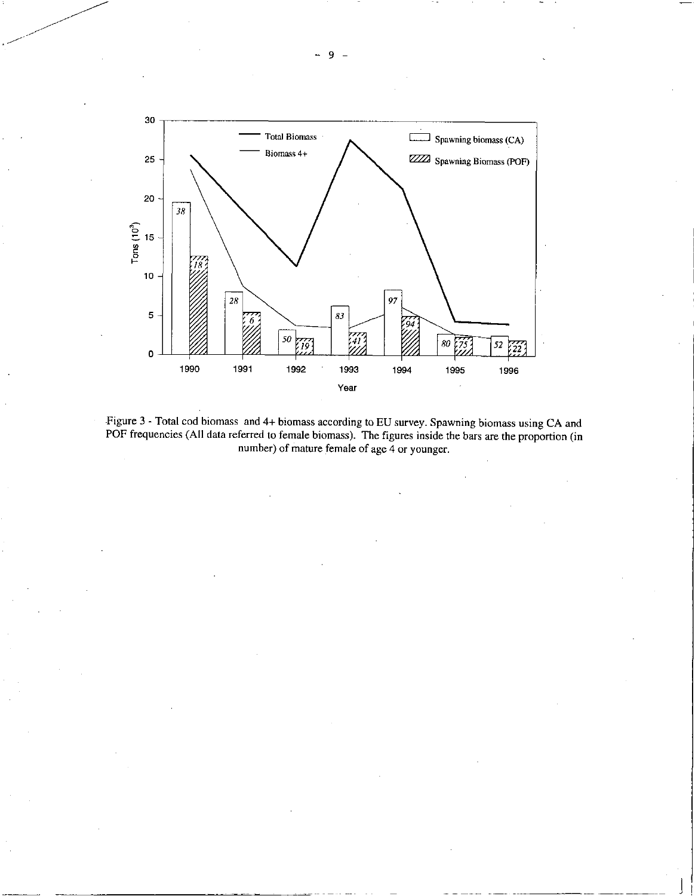30

25

20

15

10

5

0

Tons ($10^3$)

Total Biomass

Biomass 4+

Spawning biomass (CA)

Spawning Biomass (POF)

38

18

28

6

50

19

83

41

97

94

80

75

52

22

1990

1991

1992

1993

1994

1995

1996

Year

Figure 3 - Total cod biomass and 4+ biomass according to EU survey. Spawning biomass using CA and POF frequencies (All data referred to female biomass). The figures inside the bars are the proportion (in number) of mature female of age 4 or younger.